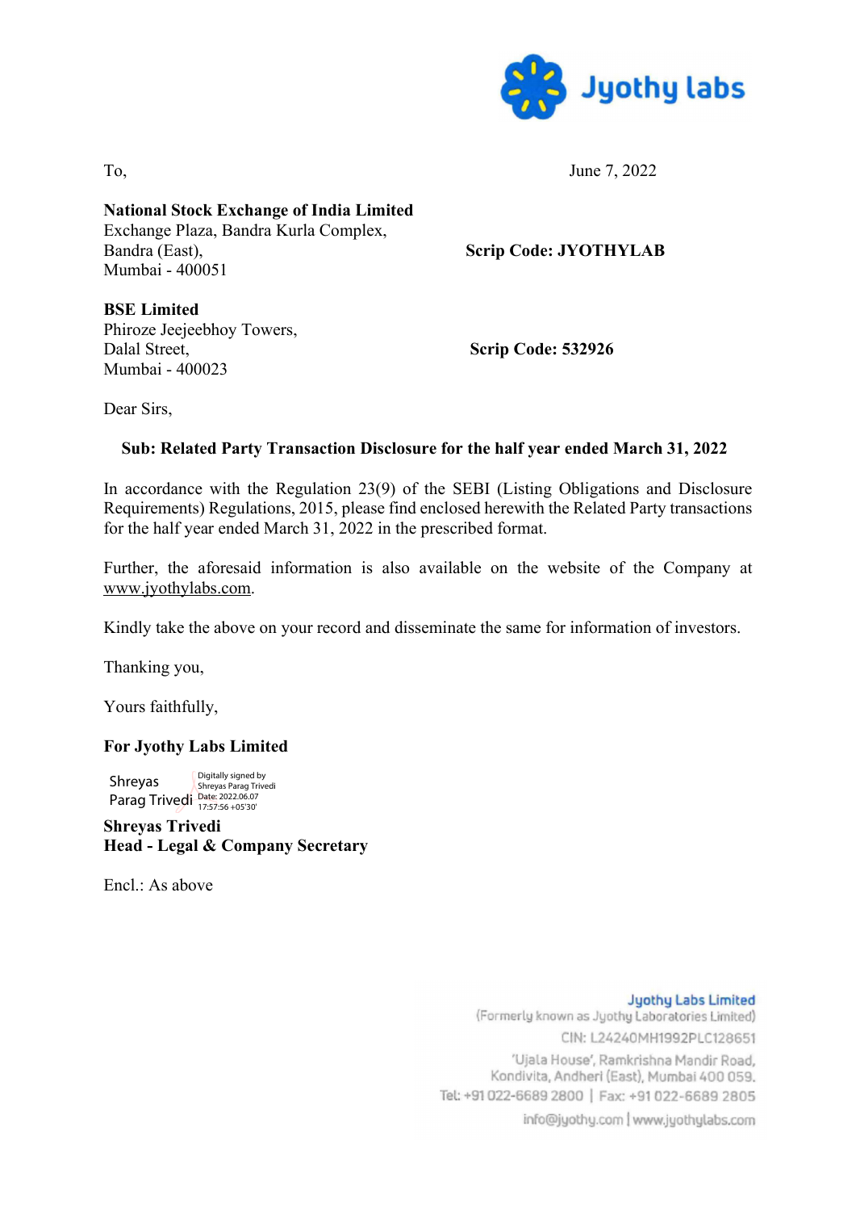To,

June 7, 2022

**National Stock Exchange of India Limited**
Exchange Plaza, Bandra Kurla Complex,
Bandra (East),
Mumbai - 400051

**Scrip Code: JYOTHYLAB**

**BSE Limited**
Phiroze Jeejeebhoy Towers,
Dalal Street,
Mumbai - 400023

**Scrip Code: 532926**

Dear Sirs,

**Sub: Related Party Transaction Disclosure for the half year ended March 31, 2022**

In accordance with the Regulation 23(9) of the SEBI (Listing Obligations and Disclosure Requirements) Regulations, 2015, please find enclosed herewith the Related Party transactions for the half year ended March 31, 2022 in the prescribed format.

Further, the aforesaid information is also available on the website of the Company at www.jyothylabs.com.

Kindly take the above on your record and disseminate the same for information of investors.

Thanking you,

Yours faithfully,

**For Jyothy Labs Limited**

Shreyas Parag Trivedi
Digitally signed by Shreyas Parag Trivedi
Date: 2022.06.07 17:57:56 +05'30'

**Shreyas Trivedi**
**Head - Legal & Company Secretary**

Encl.: As above

Jyothy Labs Limited
(Formerly known as Jyothy Laboratories Limited)
CIN: L24240MH1992PLC128651
'Ujala House', Ramkrishna Mandir Road,
Kondivita, Andheri (East), Mumbai 400 059.
Tel: +91 022-6689 2800 | Fax: +91 022-6689 2805
info@jyothy.com | www.jyothylabs.com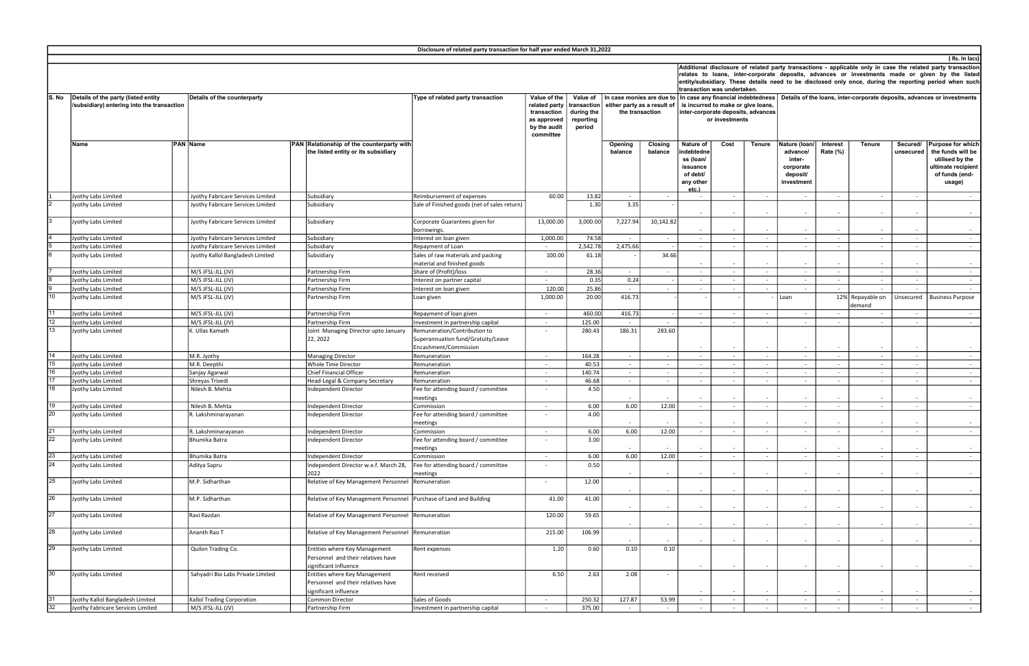## Disclosure of related party transaction for half year ended March 31,2022

( Rs. In lacs)

| S. No | Details of the party (listed entity /subsidiary) entering into the transaction | | Details of the counterparty | | | Type of related party transaction | Value of the related party transaction as approved by the audit committee | Value of transaction during the reporting period | In case monies are due to either party as a result of the transaction | | Additional disclosure of related party transactions - applicable only in case the related party transaction relates to loans, inter-corporate deposits, advances or investments made or given by the listed entity/subsidiary. These details need to be disclosed only once, during the reporting period when such transaction was undertaken. In case any financial indebtedness is incurred to make or give loans, inter-corporate deposits, advances or investments | | | Details of the loans, inter-corporate deposits, advances or investments | | | | |
|---|---|---|---|---|---|---|---|---|---|---|---|---|---|---|---|---|---|---|
| | Name | PAN | Name | PAN | Relationship of the counterparty with the listed entity or its subsidiary | | | | Opening balance | Closing balance | Nature of indebtedness (loan/ issuance of debt/ any other etc.) | Cost | Tenure | Nature (loan/ advance/ inter-corporate deposit/ investment | Interest Rate (%) | Tenure | Secured/ unsecured | Purpose for which the funds will be utilised by the ultimate recipient of funds (end-usage) |
| 1 | Jyothy Labs Limited | | Jyothy Fabricare Services Limited | | Subsidiary | Reimbursement of expenses | 60.00 | 13.82 | - | - | - | - | - | - | - | - | - | - |
| 2 | Jyothy Labs Limited | | Jyothy Fabricare Services Limited | | Subsidiary | Sale of Finished goods (net of sales return) | | 1.30 | 3.35 | - | - | - | - | - | - | - | - | - |
| 3 | Jyothy Labs Limited | | Jyothy Fabricare Services Limited | | Subsidiary | Corporate Guarantees given for borrowings. | 13,000.00 | 3,000.00 | 7,227.94 | 10,142.82 | - | - | - | - | - | - | - | - |
| 4 | Jyothy Labs Limited | | Jyothy Fabricare Services Limited | | Subsidiary | Interest on loan given | 1,000.00 | 74.58 | - | - | - | - | - | - | - | - | - | - |
| 5 | Jyothy Labs Limited | | Jyothy Fabricare Services Limited | | Subsidiary | Repayment of Loan | - | 2,542.78 | 2,475.66 | - | - | - | - | - | - | - | - | - |
| 6 | Jyothy Labs Limited | | Jyothy Kallol Bangladesh Limited | | Subsidiary | Sales of raw materials and packing material and finished goods | 100.00 | 61.18 | - | 34.66 | - | - | - | - | - | - | - | - |
| 7 | Jyothy Labs Limited | | M/S JFSL-JLL (JV) | | Partnership Firm | Share of (Profit)/loss | - | 28.36 | - | - | - | - | - | - | - | - | - | - |
| 8 | Jyothy Labs Limited | | M/S JFSL-JLL (JV) | | Partnership Firm | Interest on partner capital | - | 0.35 | 0.24 | - | - | - | - | - | - | - | - | - |
| 9 | Jyothy Labs Limited | | M/S JFSL-JLL (JV) | | Partnership Firm | Interest on loan given | 120.00 | 25.86 | - | - | - | - | - | - | - | - | - | - |
| 10 | Jyothy Labs Limited | | M/S JFSL-JLL (JV) | | Partnership Firm | Loan given | 1,000.00 | 20.00 | 416.73 | - | - | - | - | Loan | 12% | Repayable on demand | Unsecured | Business Purpose |
| 11 | Jyothy Labs Limited | | M/S JFSL-JLL (JV) | | Partnership Firm | Repayment of loan given | - | 460.00 | 416.73 | - | - | - | - | - | - | - | - | - |
| 12 | Jyothy Labs Limited | | M/S JFSL-JLL (JV) | | Partnership Firm | Investment in partnership capital | - | 125.00 | - | - | - | - | - | - | - | - | - | - |
| 13 | Jyothy Labs Limited | | K. Ullas Kamath | | Joint Managing Director upto January 22, 2022 | Remuneration/Contribution to Superannuation fund/Gratuity/Leave Encashment/Commission | - | 280.43 | 186.31 | 283.60 | - | - | - | - | - | - | - | - |
| 14 | Jyothy Labs Limited | | M.R. Jyothy | | Managing Director | Remuneration | - | 164.28 | - | - | - | - | - | - | - | - | - | - |
| 15 | Jyothy Labs Limited | | M.R. Deepthi | | Whole Time Director | Remuneration | - | 40.53 | - | - | - | - | - | - | - | - | - | - |
| 16 | Jyothy Labs Limited | | Sanjay Agarwal | | Chief Financial Officer | Remuneration | - | 140.74 | - | - | - | - | - | - | - | - | - | - |
| 17 | Jyothy Labs Limited | | Shreyas Trivedi | | Head-Legal & Company Secretary | Remuneration | - | 46.68 | - | - | - | - | - | - | - | - | - | - |
| 18 | Jyothy Labs Limited | | Nilesh B. Mehta | | Independent Director | Fee for attending board / committee meetings | - | 4.50 | - | - | - | - | - | - | - | - | - | - |
| 19 | Jyothy Labs Limited | | Nilesh B. Mehta | | Independent Director | Commission | - | 6.00 | 6.00 | 12.00 | - | - | - | - | - | - | - | - |
| 20 | Jyothy Labs Limited | | R. Lakshminarayanan | | Independent Director | Fee for attending board / committee meetings | - | 4.00 | - | - | - | - | - | - | - | - | - | - |
| 21 | Jyothy Labs Limited | | R. Lakshminarayanan | | Independent Director | Commission | - | 6.00 | 6.00 | 12.00 | - | - | - | - | - | - | - | - |
| 22 | Jyothy Labs Limited | | Bhumika Batra | | Independent Director | Fee for attending board / committee meetings | - | 3.00 | - | - | - | - | - | - | - | - | - | - |
| 23 | Jyothy Labs Limited | | Bhumika Batra | | Independent Director | Commission | - | 6.00 | 6.00 | 12.00 | - | - | - | - | - | - | - | - |
| 24 | Jyothy Labs Limited | | Aditya Sapru | | Independent Director w.e.f. March 28, 2022 | Fee for attending board / committee meetings | - | 0.50 | - | - | - | - | - | - | - | - | - | - |
| 25 | Jyothy Labs Limited | | M.P. Sidharthan | | Relative of Key Management Personnel | Remuneration | - | 12.00 | - | - | - | - | - | - | - | - | - | - |
| 26 | Jyothy Labs Limited | | M.P. Sidharthan | | Relative of Key Management Personnel | Purchase of Land and Building | 41.00 | 41.00 | - | - | - | - | - | - | - | - | - | - |
| 27 | Jyothy Labs Limited | | Ravi Razdan | | Relative of Key Management Personnel | Remuneration | 120.00 | 59.65 | - | - | - | - | - | - | - | - | - | - |
| 28 | Jyothy Labs Limited | | Ananth Rao T | | Relative of Key Management Personnel | Remuneration | 215.00 | 106.99 | - | - | - | - | - | - | - | - | - | - |
| 29 | Jyothy Labs Limited | | Quilon Trading Co. | | Entities where Key Management Personnel and their relatives have significant influence | Rent expenses | 1.20 | 0.60 | 0.10 | 0.10 | - | - | - | - | - | - | - | - |
| 30 | Jyothy Labs Limited | | Sahyadri Bio Labs Private Limited | | Entities where Key Management Personnel and their relatives have significant influence | Rent received | 6.50 | 2.63 | 2.08 | - | - | - | - | - | - | - | - | - |
| 31 | Jyothy Kallol Bangladesh Limited | | Kallol Trading Corporation | | Common Director | Sales of Goods | - | 250.32 | 127.87 | 53.99 | - | - | - | - | - | - | - | - |
| 32 | Jyothy Fabricare Services Limited | | M/S JFSL-JLL (JV) | | Partnership Firm | Investment in partnership capital | - | 375.00 | - | - | - | - | - | - | - | - | - | - |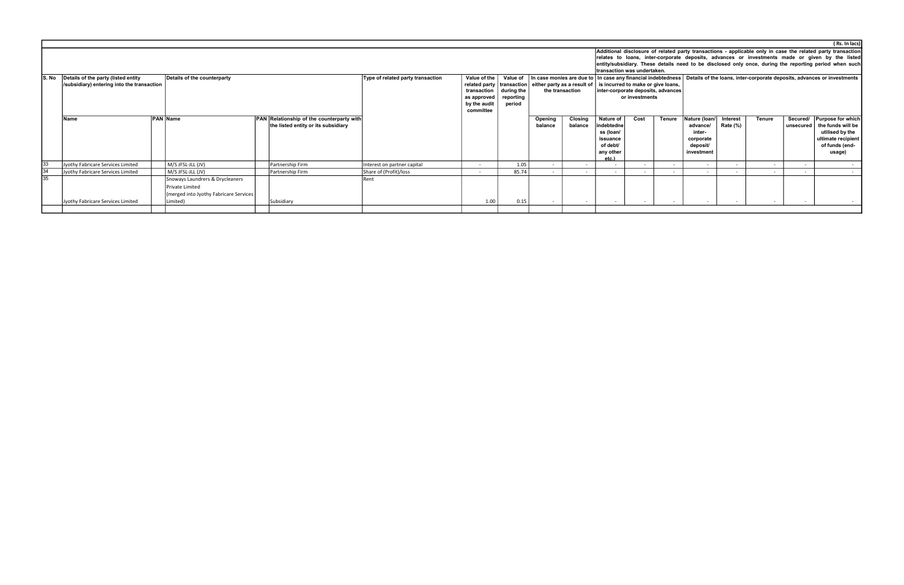( Rs. In lacs)

| S. No | Details of the party (listed entity /subsidiary) entering into the transaction | | Details of the counterparty | | | Type of related party transaction | Value of the related party transaction as approved by the audit committee | Value of transaction during the reporting period | In case monies are due to either party as a result of the transaction | | Additional disclosure of related party transactions - applicable only in case the related party transaction relates to loans, inter-corporate deposits, advances or investments made or given by the listed entity/subsidiary. These details need to be disclosed only once, during the reporting period when such transaction was undertaken. In case any financial indebtedness is incurred to make or give loans, inter-corporate deposits, advances or investments | | | Details of the loans, inter-corporate deposits, advances or investments | | | | |
|---|---|---|---|---|---|---|---|---|---|---|---|---|---|---|---|---|---|---|
| | Name | PAN | Name | PAN | Relationship of the counterparty with the listed entity or its subsidiary | | | | Opening balance | Closing balance | Nature of indebtedness (loan/ issuance of debt/ any other etc.) | Cost | Tenure | Nature (loan/ advance/ inter-corporate deposit/ investment | Interest Rate (%) | Tenure | Secured/ unsecured | Purpose for which the funds will be utilised by the ultimate recipient of funds (end-usage) |
| 33 | Jyothy Fabricare Services Limited | | M/S JFSL-JLL (JV) | | Partnership Firm | Interest on partner capital | - | 1.05 | - | - | - | - | - | - | - | - | - | - |
| 34 | Jyothy Fabricare Services Limited | | M/S JFSL-JLL (JV) | | Partnership Firm | Share of (Profit)/loss | - | 85.74 | - | - | - | - | - | - | - | - | - | - |
| 35 | Jyothy Fabricare Services Limited | | Snoways Laundrers & Drycleaners Private Limited (merged into Jyothy Fabricare Services Limited) | | Subsidiary | Rent | 1.00 | 0.15 | - | - | - | - | - | - | - | - | - | - |